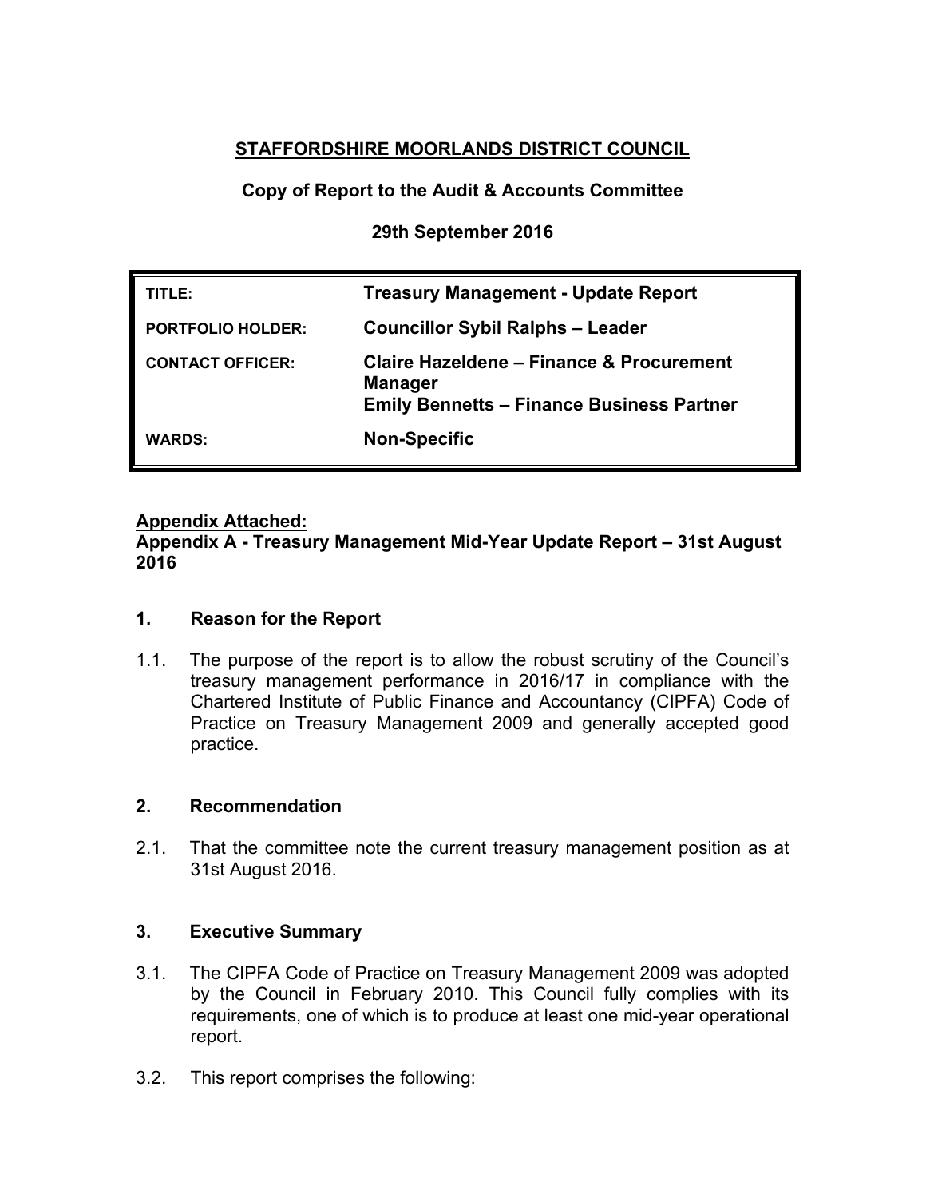**STAFFORDSHIRE MOORLANDS DISTRICT COUNCIL**

**Copy of Report to the Audit & Accounts Committee**

**29th September 2016**

| | |
|---|---|
| **TITLE:** | **Treasury Management - Update Report** |
| **PORTFOLIO HOLDER:** | **Councillor Sybil Ralphs – Leader** |
| **CONTACT OFFICER:** | **Claire Hazeldene – Finance & Procurement Manager**<br>**Emily Bennetts – Finance Business Partner** |
| **WARDS:** | **Non-Specific** |

**Appendix Attached:**
**Appendix A - Treasury Management Mid-Year Update Report – 31st August 2016**

## 1. Reason for the Report

1.1. The purpose of the report is to allow the robust scrutiny of the Council's treasury management performance in 2016/17 in compliance with the Chartered Institute of Public Finance and Accountancy (CIPFA) Code of Practice on Treasury Management 2009 and generally accepted good practice.

## 2. Recommendation

2.1. That the committee note the current treasury management position as at 31st August 2016.

## 3. Executive Summary

3.1. The CIPFA Code of Practice on Treasury Management 2009 was adopted by the Council in February 2010. This Council fully complies with its requirements, one of which is to produce at least one mid-year operational report.

3.2. This report comprises the following: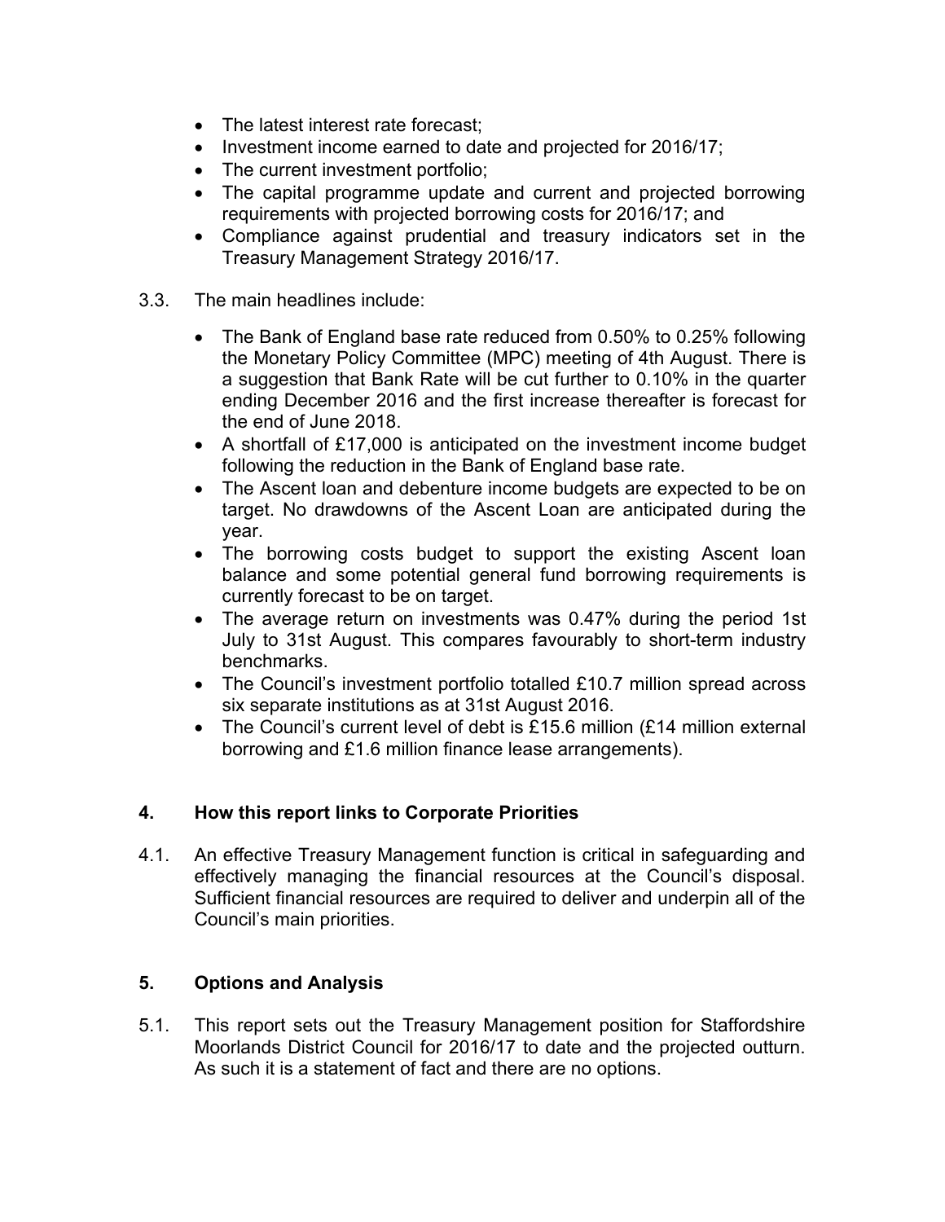- The latest interest rate forecast;
- Investment income earned to date and projected for 2016/17;
- The current investment portfolio;
- The capital programme update and current and projected borrowing requirements with projected borrowing costs for 2016/17; and
- Compliance against prudential and treasury indicators set in the Treasury Management Strategy 2016/17.

3.3. The main headlines include:

- The Bank of England base rate reduced from 0.50% to 0.25% following the Monetary Policy Committee (MPC) meeting of 4th August. There is a suggestion that Bank Rate will be cut further to 0.10% in the quarter ending December 2016 and the first increase thereafter is forecast for the end of June 2018.
- A shortfall of £17,000 is anticipated on the investment income budget following the reduction in the Bank of England base rate.
- The Ascent loan and debenture income budgets are expected to be on target. No drawdowns of the Ascent Loan are anticipated during the year.
- The borrowing costs budget to support the existing Ascent loan balance and some potential general fund borrowing requirements is currently forecast to be on target.
- The average return on investments was 0.47% during the period 1st July to 31st August. This compares favourably to short-term industry benchmarks.
- The Council's investment portfolio totalled £10.7 million spread across six separate institutions as at 31st August 2016.
- The Council's current level of debt is £15.6 million (£14 million external borrowing and £1.6 million finance lease arrangements).

## 4. How this report links to Corporate Priorities

4.1. An effective Treasury Management function is critical in safeguarding and effectively managing the financial resources at the Council's disposal. Sufficient financial resources are required to deliver and underpin all of the Council's main priorities.

## 5. Options and Analysis

5.1. This report sets out the Treasury Management position for Staffordshire Moorlands District Council for 2016/17 to date and the projected outturn. As such it is a statement of fact and there are no options.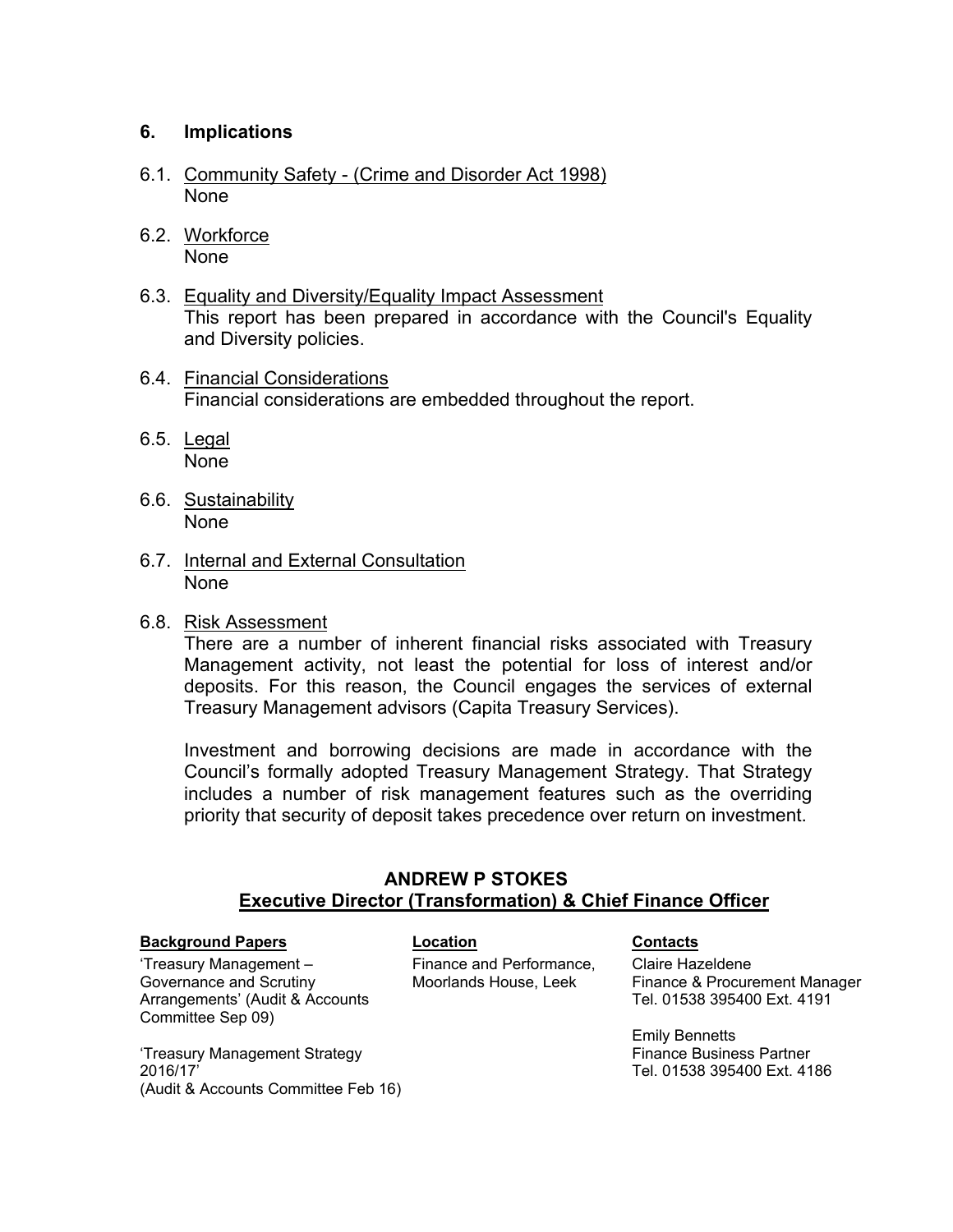## 6. Implications

6.1. <u>Community Safety - (Crime and Disorder Act 1998)</u>
None

6.2. <u>Workforce</u>
None

6.3. <u>Equality and Diversity/Equality Impact Assessment</u>
This report has been prepared in accordance with the Council's Equality and Diversity policies.

6.4. <u>Financial Considerations</u>
Financial considerations are embedded throughout the report.

6.5. <u>Legal</u>
None

6.6. <u>Sustainability</u>
None

6.7. <u>Internal and External Consultation</u>
None

6.8. <u>Risk Assessment</u>
There are a number of inherent financial risks associated with Treasury Management activity, not least the potential for loss of interest and/or deposits. For this reason, the Council engages the services of external Treasury Management advisors (Capita Treasury Services).

Investment and borrowing decisions are made in accordance with the Council's formally adopted Treasury Management Strategy. That Strategy includes a number of risk management features such as the overriding priority that security of deposit takes precedence over return on investment.

**ANDREW P STOKES**
**<u>Executive Director (Transformation) & Chief Finance Officer</u>**

| **Background Papers** | **Location** | **Contacts** |
|---|---|---|
| 'Treasury Management – Governance and Scrutiny Arrangements' (Audit & Accounts Committee Sep 09) | Finance and Performance, Moorlands House, Leek | Claire Hazeldene<br>Finance & Procurement Manager<br>Tel. 01538 395400 Ext. 4191 |
| 'Treasury Management Strategy 2016/17' (Audit & Accounts Committee Feb 16) | | Emily Bennetts<br>Finance Business Partner<br>Tel. 01538 395400 Ext. 4186 |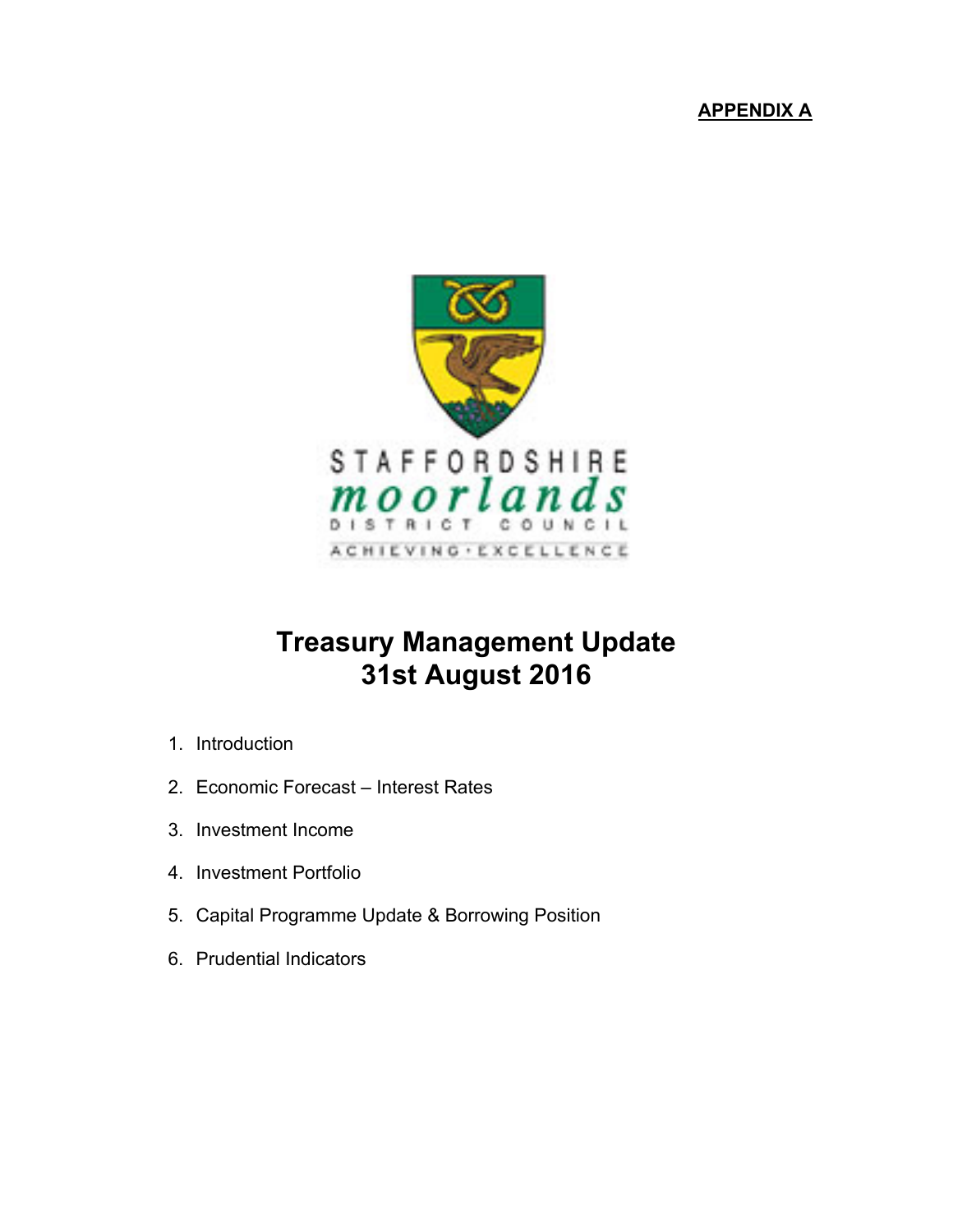**APPENDIX A**

STAFFORDSHIRE
moorlands
DISTRICT COUNCIL
ACHIEVING·EXCELLENCE

# Treasury Management Update
# 31st August 2016

1. Introduction
2. Economic Forecast – Interest Rates
3. Investment Income
4. Investment Portfolio
5. Capital Programme Update & Borrowing Position
6. Prudential Indicators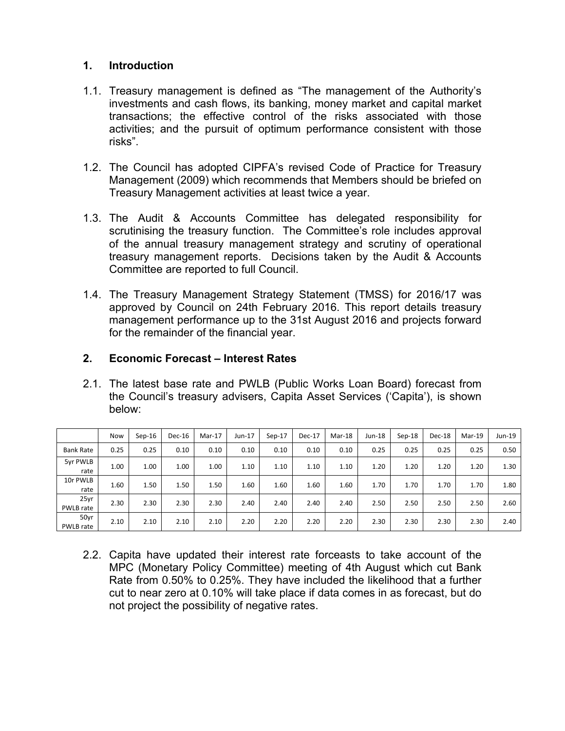## 1. Introduction

1.1. Treasury management is defined as "The management of the Authority's investments and cash flows, its banking, money market and capital market transactions; the effective control of the risks associated with those activities; and the pursuit of optimum performance consistent with those risks".

1.2. The Council has adopted CIPFA's revised Code of Practice for Treasury Management (2009) which recommends that Members should be briefed on Treasury Management activities at least twice a year.

1.3. The Audit & Accounts Committee has delegated responsibility for scrutinising the treasury function. The Committee's role includes approval of the annual treasury management strategy and scrutiny of operational treasury management reports. Decisions taken by the Audit & Accounts Committee are reported to full Council.

1.4. The Treasury Management Strategy Statement (TMSS) for 2016/17 was approved by Council on 24th February 2016. This report details treasury management performance up to the 31st August 2016 and projects forward for the remainder of the financial year.

## 2. Economic Forecast – Interest Rates

2.1. The latest base rate and PWLB (Public Works Loan Board) forecast from the Council's treasury advisers, Capita Asset Services ('Capita'), is shown below:

| | Now | Sep-16 | Dec-16 | Mar-17 | Jun-17 | Sep-17 | Dec-17 | Mar-18 | Jun-18 | Sep-18 | Dec-18 | Mar-19 | Jun-19 |
|---|---|---|---|---|---|---|---|---|---|---|---|---|---|
| Bank Rate | 0.25 | 0.25 | 0.10 | 0.10 | 0.10 | 0.10 | 0.10 | 0.10 | 0.25 | 0.25 | 0.25 | 0.25 | 0.50 |
| 5yr PWLB rate | 1.00 | 1.00 | 1.00 | 1.00 | 1.10 | 1.10 | 1.10 | 1.10 | 1.20 | 1.20 | 1.20 | 1.20 | 1.30 |
| 10r PWLB rate | 1.60 | 1.50 | 1.50 | 1.50 | 1.60 | 1.60 | 1.60 | 1.60 | 1.70 | 1.70 | 1.70 | 1.70 | 1.80 |
| 25yr PWLB rate | 2.30 | 2.30 | 2.30 | 2.30 | 2.40 | 2.40 | 2.40 | 2.40 | 2.50 | 2.50 | 2.50 | 2.50 | 2.60 |
| 50yr PWLB rate | 2.10 | 2.10 | 2.10 | 2.10 | 2.20 | 2.20 | 2.20 | 2.20 | 2.30 | 2.30 | 2.30 | 2.30 | 2.40 |

2.2. Capita have updated their interest rate forceasts to take account of the MPC (Monetary Policy Committee) meeting of 4th August which cut Bank Rate from 0.50% to 0.25%. They have included the likelihood that a further cut to near zero at 0.10% will take place if data comes in as forecast, but do not project the possibility of negative rates.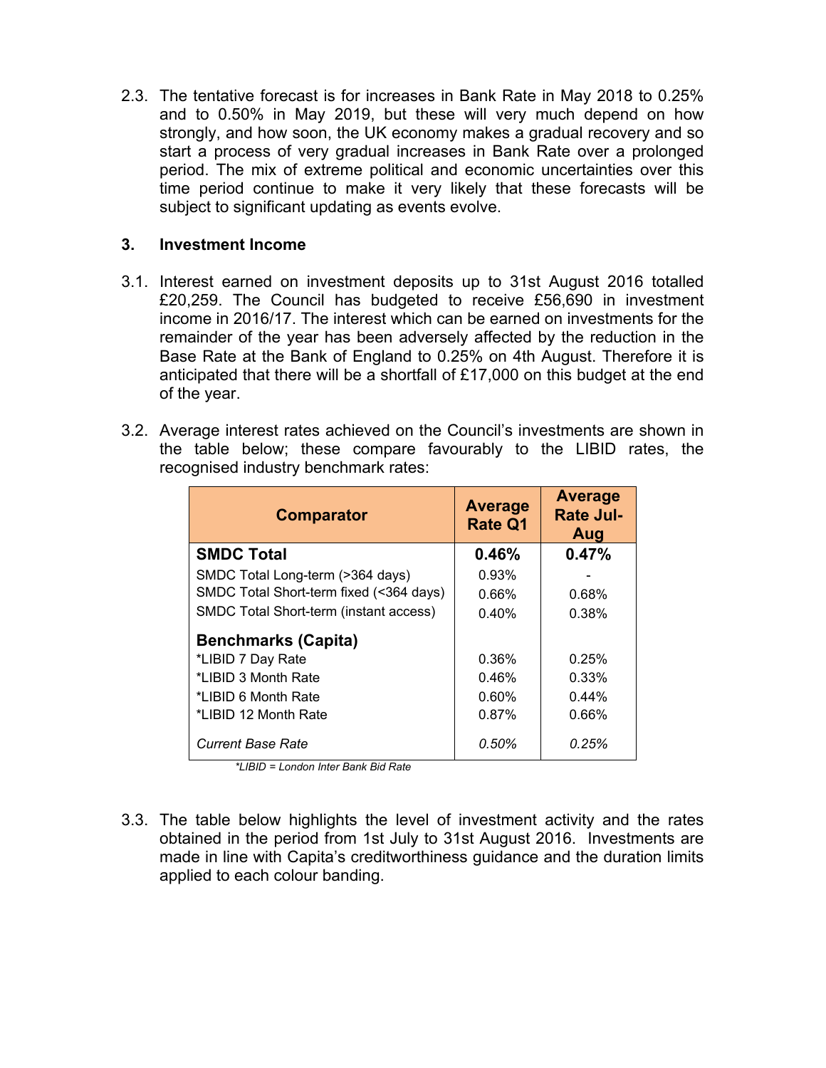2.3. The tentative forecast is for increases in Bank Rate in May 2018 to 0.25% and to 0.50% in May 2019, but these will very much depend on how strongly, and how soon, the UK economy makes a gradual recovery and so start a process of very gradual increases in Bank Rate over a prolonged period. The mix of extreme political and economic uncertainties over this time period continue to make it very likely that these forecasts will be subject to significant updating as events evolve.

## 3. Investment Income

3.1. Interest earned on investment deposits up to 31st August 2016 totalled £20,259. The Council has budgeted to receive £56,690 in investment income in 2016/17. The interest which can be earned on investments for the remainder of the year has been adversely affected by the reduction in the Base Rate at the Bank of England to 0.25% on 4th August. Therefore it is anticipated that there will be a shortfall of £17,000 on this budget at the end of the year.

3.2. Average interest rates achieved on the Council's investments are shown in the table below; these compare favourably to the LIBID rates, the recognised industry benchmark rates:

| Comparator | Average Rate Q1 | Average Rate Jul-Aug |
|---|---|---|
| **SMDC Total** | **0.46%** | **0.47%** |
| SMDC Total Long-term (>364 days) | 0.93% | - |
| SMDC Total Short-term fixed (<364 days) | 0.66% | 0.68% |
| SMDC Total Short-term (instant access) | 0.40% | 0.38% |
| **Benchmarks (Capita)** | | |
| *LIBID 7 Day Rate | 0.36% | 0.25% |
| *LIBID 3 Month Rate | 0.46% | 0.33% |
| *LIBID 6 Month Rate | 0.60% | 0.44% |
| *LIBID 12 Month Rate | 0.87% | 0.66% |
| *Current Base Rate* | *0.50%* | *0.25%* |

*\*LIBID = London Inter Bank Bid Rate*

3.3. The table below highlights the level of investment activity and the rates obtained in the period from 1st July to 31st August 2016. Investments are made in line with Capita's creditworthiness guidance and the duration limits applied to each colour banding.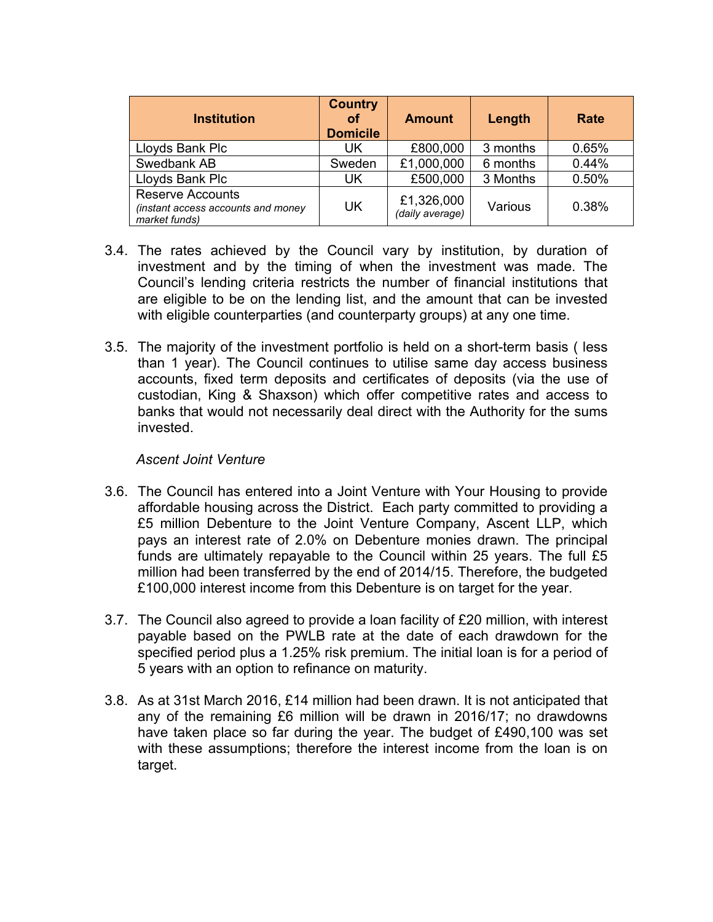| Institution | Country of Domicile | Amount | Length | Rate |
|---|---|---|---|---|
| Lloyds Bank Plc | UK | £800,000 | 3 months | 0.65% |
| Swedbank AB | Sweden | £1,000,000 | 6 months | 0.44% |
| Lloyds Bank Plc | UK | £500,000 | 3 Months | 0.50% |
| Reserve Accounts *(instant access accounts and money market funds)* | UK | £1,326,000 *(daily average)* | Various | 0.38% |

3.4. The rates achieved by the Council vary by institution, by duration of investment and by the timing of when the investment was made. The Council's lending criteria restricts the number of financial institutions that are eligible to be on the lending list, and the amount that can be invested with eligible counterparties (and counterparty groups) at any one time.

3.5. The majority of the investment portfolio is held on a short-term basis ( less than 1 year). The Council continues to utilise same day access business accounts, fixed term deposits and certificates of deposits (via the use of custodian, King & Shaxson) which offer competitive rates and access to banks that would not necessarily deal direct with the Authority for the sums invested.

*Ascent Joint Venture*

3.6. The Council has entered into a Joint Venture with Your Housing to provide affordable housing across the District. Each party committed to providing a £5 million Debenture to the Joint Venture Company, Ascent LLP, which pays an interest rate of 2.0% on Debenture monies drawn. The principal funds are ultimately repayable to the Council within 25 years. The full £5 million had been transferred by the end of 2014/15. Therefore, the budgeted £100,000 interest income from this Debenture is on target for the year.

3.7. The Council also agreed to provide a loan facility of £20 million, with interest payable based on the PWLB rate at the date of each drawdown for the specified period plus a 1.25% risk premium. The initial loan is for a period of 5 years with an option to refinance on maturity.

3.8. As at 31st March 2016, £14 million had been drawn. It is not anticipated that any of the remaining £6 million will be drawn in 2016/17; no drawdowns have taken place so far during the year. The budget of £490,100 was set with these assumptions; therefore the interest income from the loan is on target.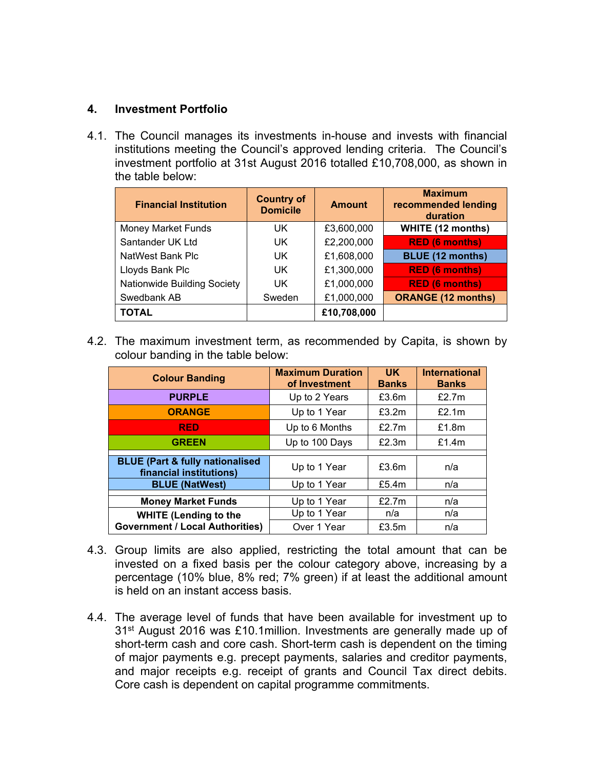## 4. Investment Portfolio

4.1. The Council manages its investments in-house and invests with financial institutions meeting the Council's approved lending criteria. The Council's investment portfolio at 31st August 2016 totalled £10,708,000, as shown in the table below:

| Financial Institution | Country of Domicile | Amount | Maximum recommended lending duration |
|---|---|---|---|
| Money Market Funds | UK | £3,600,000 | **WHITE (12 months)** |
| Santander UK Ltd | UK | £2,200,000 | **RED (6 months)** |
| NatWest Bank Plc | UK | £1,608,000 | **BLUE (12 months)** |
| Lloyds Bank Plc | UK | £1,300,000 | **RED (6 months)** |
| Nationwide Building Society | UK | £1,000,000 | **RED (6 months)** |
| Swedbank AB | Sweden | £1,000,000 | **ORANGE (12 months)** |
| **TOTAL** | | **£10,708,000** | |

4.2. The maximum investment term, as recommended by Capita, is shown by colour banding in the table below:

| Colour Banding | Maximum Duration of Investment | UK Banks | International Banks |
|---|---|---|---|
| **PURPLE** | Up to 2 Years | £3.6m | £2.7m |
| **ORANGE** | Up to 1 Year | £3.2m | £2.1m |
| **RED** | Up to 6 Months | £2.7m | £1.8m |
| **GREEN** | Up to 100 Days | £2.3m | £1.4m |
| | | | |
| **BLUE (Part & fully nationalised financial institutions)** | Up to 1 Year | £3.6m | n/a |
| **BLUE (NatWest)** | Up to 1 Year | £5.4m | n/a |
| | | | |
| **Money Market Funds** | Up to 1 Year | £2.7m | n/a |
| **WHITE (Lending to the Government / Local Authorities)** | Up to 1 Year | n/a | n/a |
| | Over 1 Year | £3.5m | n/a |

4.3. Group limits are also applied, restricting the total amount that can be invested on a fixed basis per the colour category above, increasing by a percentage (10% blue, 8% red; 7% green) if at least the additional amount is held on an instant access basis.

4.4. The average level of funds that have been available for investment up to 31st August 2016 was £10.1million. Investments are generally made up of short-term cash and core cash. Short-term cash is dependent on the timing of major payments e.g. precept payments, salaries and creditor payments, and major receipts e.g. receipt of grants and Council Tax direct debits. Core cash is dependent on capital programme commitments.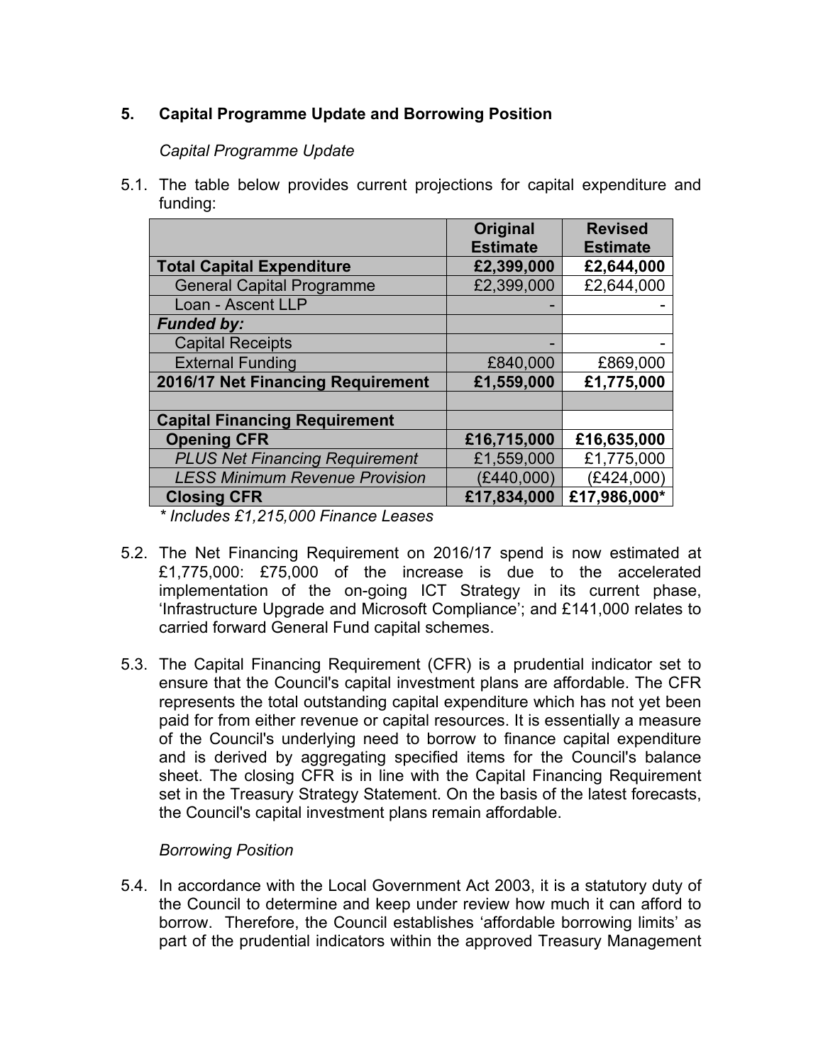## 5. Capital Programme Update and Borrowing Position

*Capital Programme Update*

5.1. The table below provides current projections for capital expenditure and funding:

| | Original Estimate | Revised Estimate |
|---|---|---|
| **Total Capital Expenditure** | **£2,399,000** | **£2,644,000** |
| General Capital Programme | £2,399,000 | £2,644,000 |
| Loan - Ascent LLP | - | - |
| ***Funded by:*** | | |
| Capital Receipts | - | - |
| External Funding | £840,000 | £869,000 |
| **2016/17 Net Financing Requirement** | **£1,559,000** | **£1,775,000** |
| | | |
| **Capital Financing Requirement** | | |
| **Opening CFR** | **£16,715,000** | **£16,635,000** |
| *PLUS Net Financing Requirement* | £1,559,000 | £1,775,000 |
| *LESS Minimum Revenue Provision* | (£440,000) | (£424,000) |
| **Closing CFR** | **£17,834,000** | **£17,986,000*** |

*\* Includes £1,215,000 Finance Leases*

5.2. The Net Financing Requirement on 2016/17 spend is now estimated at £1,775,000: £75,000 of the increase is due to the accelerated implementation of the on-going ICT Strategy in its current phase, 'Infrastructure Upgrade and Microsoft Compliance'; and £141,000 relates to carried forward General Fund capital schemes.

5.3. The Capital Financing Requirement (CFR) is a prudential indicator set to ensure that the Council's capital investment plans are affordable. The CFR represents the total outstanding capital expenditure which has not yet been paid for from either revenue or capital resources. It is essentially a measure of the Council's underlying need to borrow to finance capital expenditure and is derived by aggregating specified items for the Council's balance sheet. The closing CFR is in line with the Capital Financing Requirement set in the Treasury Strategy Statement. On the basis of the latest forecasts, the Council's capital investment plans remain affordable.

*Borrowing Position*

5.4. In accordance with the Local Government Act 2003, it is a statutory duty of the Council to determine and keep under review how much it can afford to borrow. Therefore, the Council establishes 'affordable borrowing limits' as part of the prudential indicators within the approved Treasury Management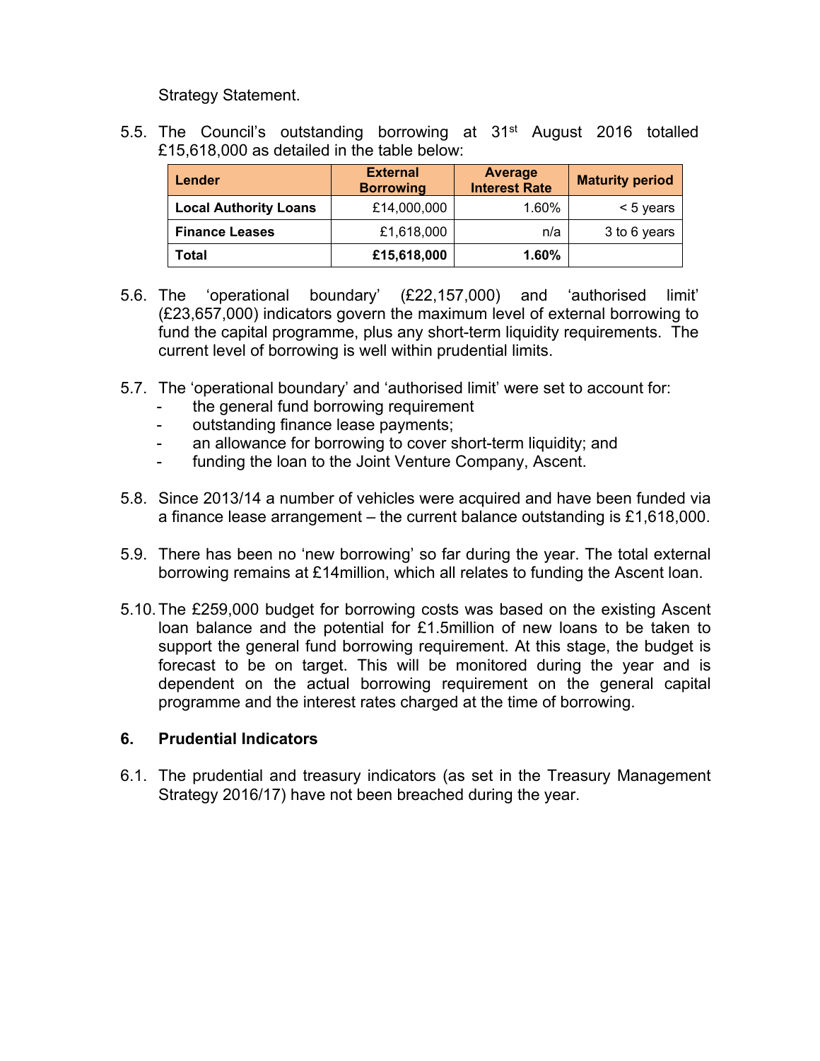Strategy Statement.

5.5. The Council's outstanding borrowing at 31st August 2016 totalled £15,618,000 as detailed in the table below:

| Lender | External Borrowing | Average Interest Rate | Maturity period |
|---|---|---|---|
| **Local Authority Loans** | £14,000,000 | 1.60% | < 5 years |
| **Finance Leases** | £1,618,000 | n/a | 3 to 6 years |
| **Total** | **£15,618,000** | **1.60%** | |

5.6. The 'operational boundary' (£22,157,000) and 'authorised limit' (£23,657,000) indicators govern the maximum level of external borrowing to fund the capital programme, plus any short-term liquidity requirements. The current level of borrowing is well within prudential limits.

5.7. The 'operational boundary' and 'authorised limit' were set to account for:
- the general fund borrowing requirement
- outstanding finance lease payments;
- an allowance for borrowing to cover short-term liquidity; and
- funding the loan to the Joint Venture Company, Ascent.

5.8. Since 2013/14 a number of vehicles were acquired and have been funded via a finance lease arrangement – the current balance outstanding is £1,618,000.

5.9. There has been no 'new borrowing' so far during the year. The total external borrowing remains at £14million, which all relates to funding the Ascent loan.

5.10. The £259,000 budget for borrowing costs was based on the existing Ascent loan balance and the potential for £1.5million of new loans to be taken to support the general fund borrowing requirement. At this stage, the budget is forecast to be on target. This will be monitored during the year and is dependent on the actual borrowing requirement on the general capital programme and the interest rates charged at the time of borrowing.

## 6. Prudential Indicators

6.1. The prudential and treasury indicators (as set in the Treasury Management Strategy 2016/17) have not been breached during the year.